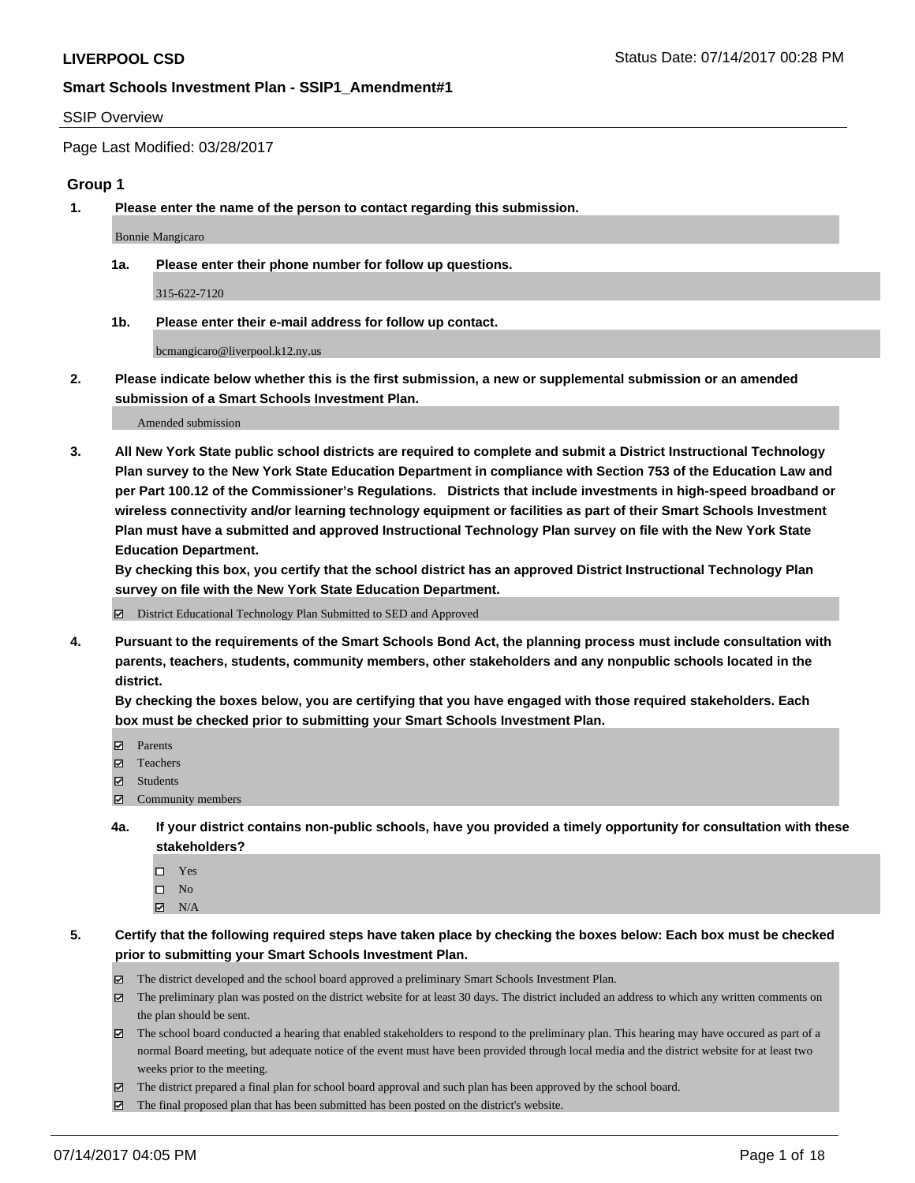**LIVERPOOL CSD** Status Date: 07/14/2017 00:28 PM

**Smart Schools Investment Plan - SSIP1_Amendment#1**

SSIP Overview

Page Last Modified: 03/28/2017

## Group 1

**1. Please enter the name of the person to contact regarding this submission.**

Bonnie Mangicaro

**1a. Please enter their phone number for follow up questions.**

315-622-7120

**1b. Please enter their e-mail address for follow up contact.**

bcmangicaro@liverpool.k12.ny.us

**2. Please indicate below whether this is the first submission, a new or supplemental submission or an amended submission of a Smart Schools Investment Plan.**

Amended submission

**3. All New York State public school districts are required to complete and submit a District Instructional Technology Plan survey to the New York State Education Department in compliance with Section 753 of the Education Law and per Part 100.12 of the Commissioner's Regulations. Districts that include investments in high-speed broadband or wireless connectivity and/or learning technology equipment or facilities as part of their Smart Schools Investment Plan must have a submitted and approved Instructional Technology Plan survey on file with the New York State Education Department.**
**By checking this box, you certify that the school district has an approved District Instructional Technology Plan survey on file with the New York State Education Department.**

- ☑ District Educational Technology Plan Submitted to SED and Approved

**4. Pursuant to the requirements of the Smart Schools Bond Act, the planning process must include consultation with parents, teachers, students, community members, other stakeholders and any nonpublic schools located in the district.**
**By checking the boxes below, you are certifying that you have engaged with those required stakeholders. Each box must be checked prior to submitting your Smart Schools Investment Plan.**

- ☑ Parents
- ☑ Teachers
- ☑ Students
- ☑ Community members

**4a. If your district contains non-public schools, have you provided a timely opportunity for consultation with these stakeholders?**

- ☐ Yes
- ☐ No
- ☑ N/A

**5. Certify that the following required steps have taken place by checking the boxes below: Each box must be checked prior to submitting your Smart Schools Investment Plan.**

- ☑ The district developed and the school board approved a preliminary Smart Schools Investment Plan.
- ☑ The preliminary plan was posted on the district website for at least 30 days. The district included an address to which any written comments on the plan should be sent.
- ☑ The school board conducted a hearing that enabled stakeholders to respond to the preliminary plan. This hearing may have occured as part of a normal Board meeting, but adequate notice of the event must have been provided through local media and the district website for at least two weeks prior to the meeting.
- ☑ The district prepared a final plan for school board approval and such plan has been approved by the school board.
- ☑ The final proposed plan that has been submitted has been posted on the district's website.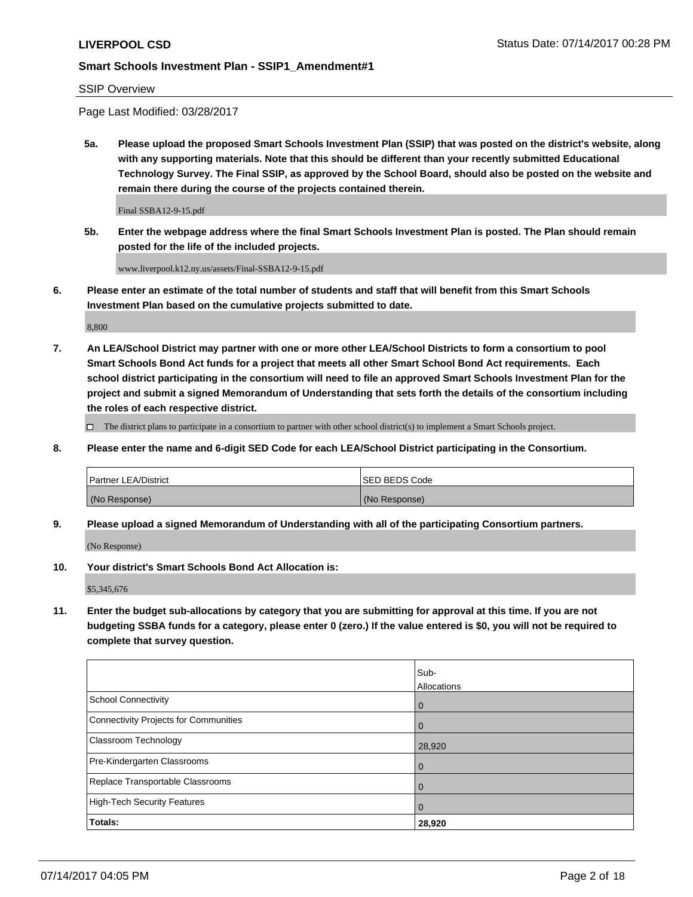**LIVERPOOL CSD** Status Date: 07/14/2017 00:28 PM

**Smart Schools Investment Plan - SSIP1_Amendment#1**

SSIP Overview

Page Last Modified: 03/28/2017

**5a. Please upload the proposed Smart Schools Investment Plan (SSIP) that was posted on the district's website, along with any supporting materials. Note that this should be different than your recently submitted Educational Technology Survey. The Final SSIP, as approved by the School Board, should also be posted on the website and remain there during the course of the projects contained therein.**

Final SSBA12-9-15.pdf

**5b. Enter the webpage address where the final Smart Schools Investment Plan is posted. The Plan should remain posted for the life of the included projects.**

www.liverpool.k12.ny.us/assets/Final-SSBA12-9-15.pdf

**6. Please enter an estimate of the total number of students and staff that will benefit from this Smart Schools Investment Plan based on the cumulative projects submitted to date.**

8,800

**7. An LEA/School District may partner with one or more other LEA/School Districts to form a consortium to pool Smart Schools Bond Act funds for a project that meets all other Smart School Bond Act requirements. Each school district participating in the consortium will need to file an approved Smart Schools Investment Plan for the project and submit a signed Memorandum of Understanding that sets forth the details of the consortium including the roles of each respective district.**

☐ The district plans to participate in a consortium to partner with other school district(s) to implement a Smart Schools project.

**8. Please enter the name and 6-digit SED Code for each LEA/School District participating in the Consortium.**

| Partner LEA/District | SED BEDS Code |
|---|---|
| (No Response) | (No Response) |

**9. Please upload a signed Memorandum of Understanding with all of the participating Consortium partners.**

(No Response)

**10. Your district's Smart Schools Bond Act Allocation is:**

$5,345,676

**11. Enter the budget sub-allocations by category that you are submitting for approval at this time. If you are not budgeting SSBA funds for a category, please enter 0 (zero.) If the value entered is $0, you will not be required to complete that survey question.**

| | Sub-Allocations |
|---|---|
| School Connectivity | 0 |
| Connectivity Projects for Communities | 0 |
| Classroom Technology | 28,920 |
| Pre-Kindergarten Classrooms | 0 |
| Replace Transportable Classrooms | 0 |
| High-Tech Security Features | 0 |
| **Totals:** | **28,920** |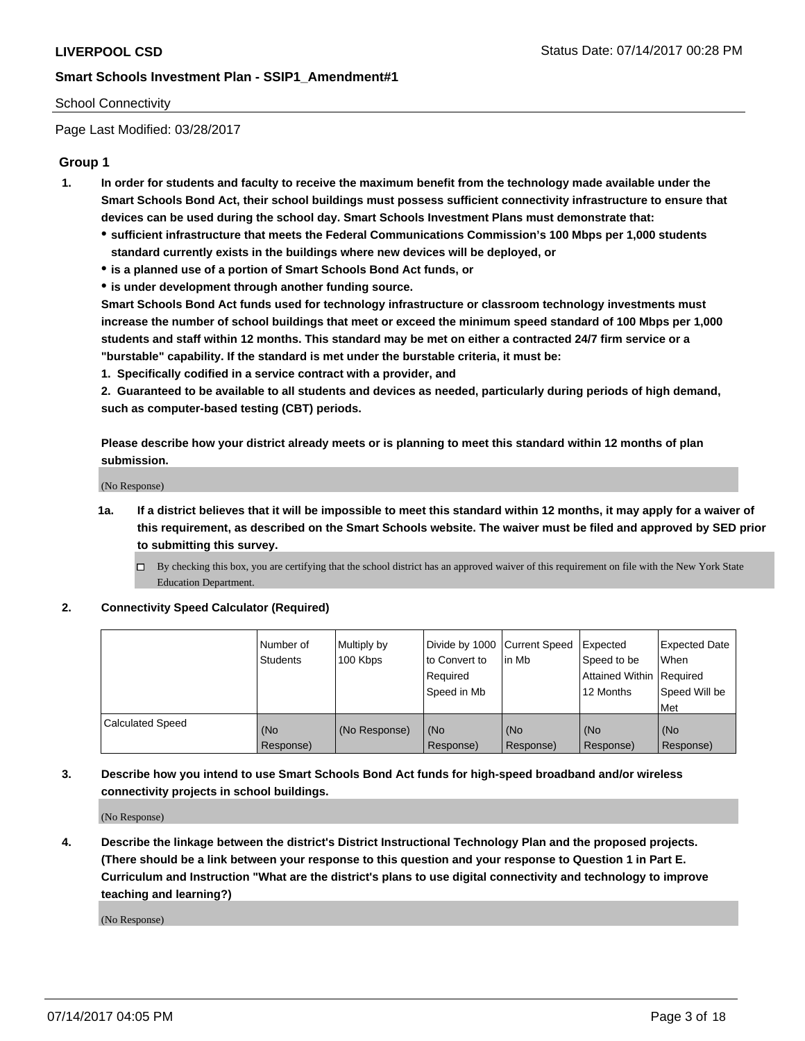## Smart Schools Investment Plan - SSIP1_Amendment#1

School Connectivity

Page Last Modified: 03/28/2017

### Group 1

1. **In order for students and faculty to receive the maximum benefit from the technology made available under the Smart Schools Bond Act, their school buildings must possess sufficient connectivity infrastructure to ensure that devices can be used during the school day. Smart Schools Investment Plans must demonstrate that:**
   - **sufficient infrastructure that meets the Federal Communications Commission's 100 Mbps per 1,000 students standard currently exists in the buildings where new devices will be deployed, or**
   - **is a planned use of a portion of Smart Schools Bond Act funds, or**
   - **is under development through another funding source.**

   **Smart Schools Bond Act funds used for technology infrastructure or classroom technology investments must increase the number of school buildings that meet or exceed the minimum speed standard of 100 Mbps per 1,000 students and staff within 12 months. This standard may be met on either a contracted 24/7 firm service or a "burstable" capability. If the standard is met under the burstable criteria, it must be:**

   **1. Specifically codified in a service contract with a provider, and**

   **2. Guaranteed to be available to all students and devices as needed, particularly during periods of high demand, such as computer-based testing (CBT) periods.**

   **Please describe how your district already meets or is planning to meet this standard within 12 months of plan submission.**

   (No Response)

   1a. **If a district believes that it will be impossible to meet this standard within 12 months, it may apply for a waiver of this requirement, as described on the Smart Schools website. The waiver must be filed and approved by SED prior to submitting this survey.**

   - [ ] By checking this box, you are certifying that the school district has an approved waiver of this requirement on file with the New York State Education Department.

2. **Connectivity Speed Calculator (Required)**

| | Number of Students | Multiply by 100 Kbps | Divide by 1000 to Convert to Required Speed in Mb | Current Speed in Mb | Expected Speed to be Attained Within 12 Months | Expected Date When Required Speed Will be Met |
|---|---|---|---|---|---|---|
| Calculated Speed | (No Response) | (No Response) | (No Response) | (No Response) | (No Response) | (No Response) |

3. **Describe how you intend to use Smart Schools Bond Act funds for high-speed broadband and/or wireless connectivity projects in school buildings.**

   (No Response)

4. **Describe the linkage between the district's District Instructional Technology Plan and the proposed projects. (There should be a link between your response to this question and your response to Question 1 in Part E. Curriculum and Instruction "What are the district's plans to use digital connectivity and technology to improve teaching and learning?)**

   (No Response)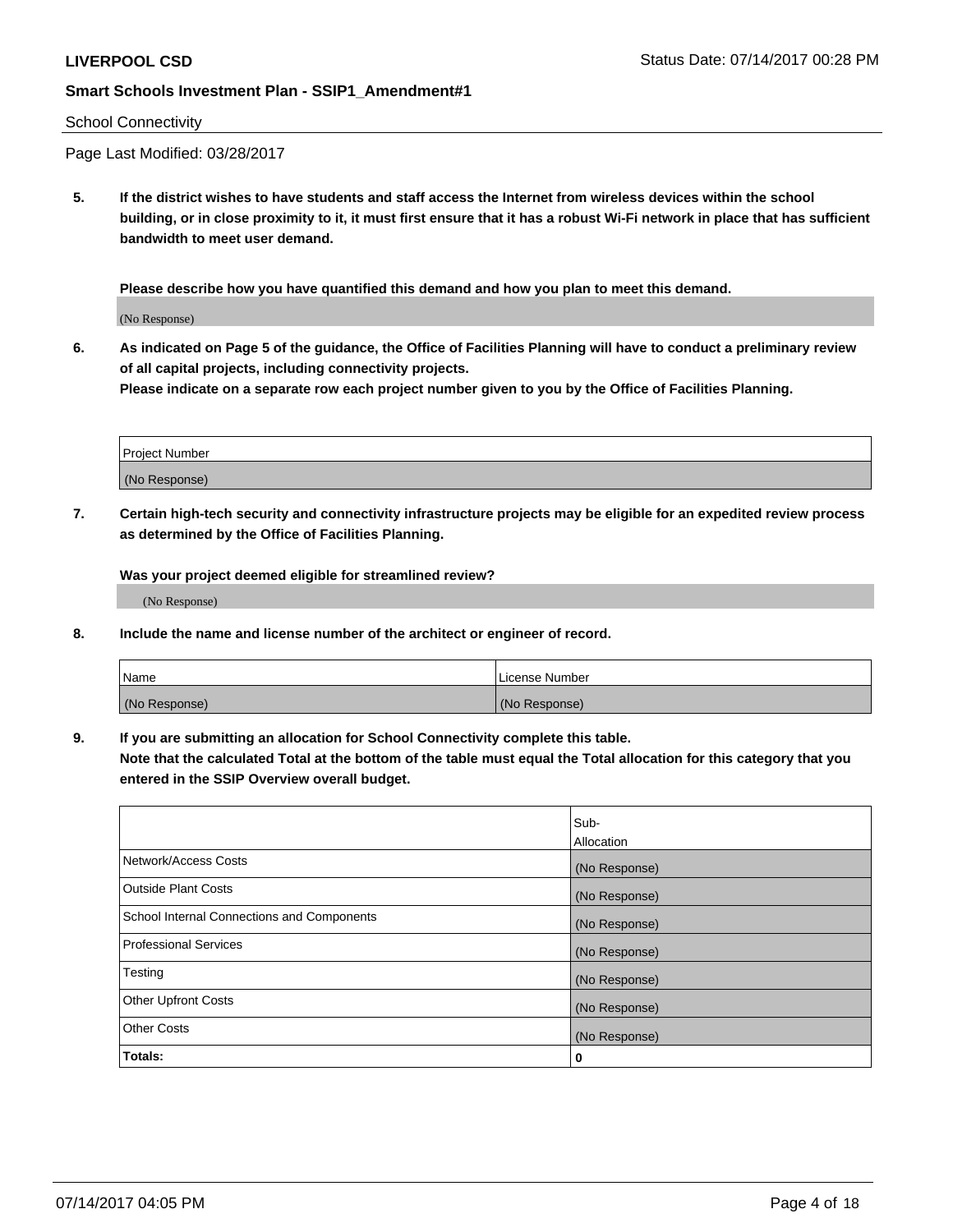School Connectivity

Page Last Modified: 03/28/2017

**5. If the district wishes to have students and staff access the Internet from wireless devices within the school building, or in close proximity to it, it must first ensure that it has a robust Wi-Fi network in place that has sufficient bandwidth to meet user demand.**

**Please describe how you have quantified this demand and how you plan to meet this demand.**

(No Response)

**6. As indicated on Page 5 of the guidance, the Office of Facilities Planning will have to conduct a preliminary review of all capital projects, including connectivity projects.**
**Please indicate on a separate row each project number given to you by the Office of Facilities Planning.**

| Project Number |
|---|
| (No Response) |

**7. Certain high-tech security and connectivity infrastructure projects may be eligible for an expedited review process as determined by the Office of Facilities Planning.**

**Was your project deemed eligible for streamlined review?**

(No Response)

**8. Include the name and license number of the architect or engineer of record.**

| Name | License Number |
|---|---|
| (No Response) | (No Response) |

**9. If you are submitting an allocation for School Connectivity complete this table.**
**Note that the calculated Total at the bottom of the table must equal the Total allocation for this category that you entered in the SSIP Overview overall budget.**

| | Sub-Allocation |
|---|---|
| Network/Access Costs | (No Response) |
| Outside Plant Costs | (No Response) |
| School Internal Connections and Components | (No Response) |
| Professional Services | (No Response) |
| Testing | (No Response) |
| Other Upfront Costs | (No Response) |
| Other Costs | (No Response) |
| **Totals:** | **0** |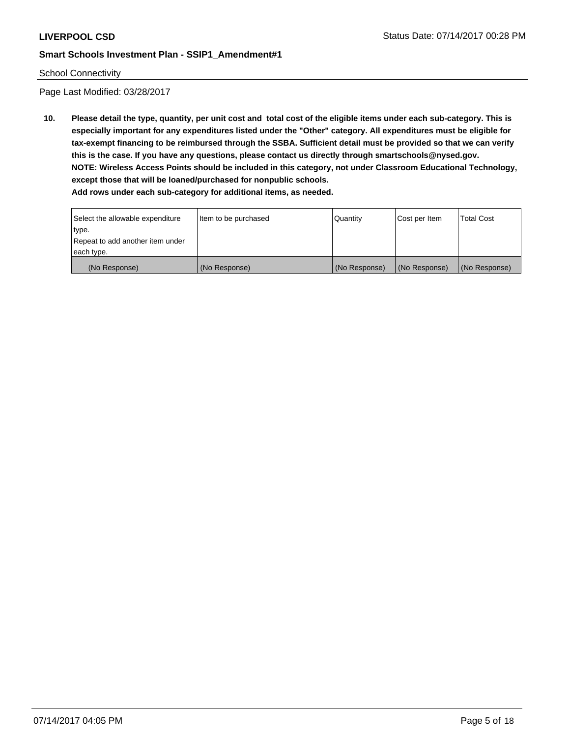School Connectivity

Page Last Modified: 03/28/2017

**10. Please detail the type, quantity, per unit cost and total cost of the eligible items under each sub-category. This is especially important for any expenditures listed under the "Other" category. All expenditures must be eligible for tax-exempt financing to be reimbursed through the SSBA. Sufficient detail must be provided so that we can verify this is the case. If you have any questions, please contact us directly through smartschools@nysed.gov.**
**NOTE: Wireless Access Points should be included in this category, not under Classroom Educational Technology, except those that will be loaned/purchased for nonpublic schools.**
**Add rows under each sub-category for additional items, as needed.**

| Select the allowable expenditure type. Repeat to add another item under each type. | Item to be purchased | Quantity | Cost per Item | Total Cost |
|---|---|---|---|---|
| (No Response) | (No Response) | (No Response) | (No Response) | (No Response) |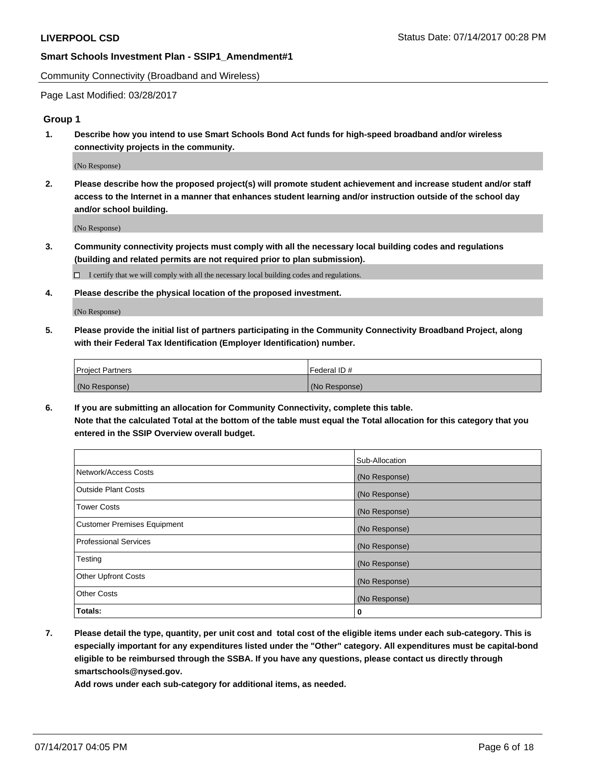Community Connectivity (Broadband and Wireless)

Page Last Modified: 03/28/2017

## Group 1

**1. Describe how you intend to use Smart Schools Bond Act funds for high-speed broadband and/or wireless connectivity projects in the community.**

(No Response)

**2. Please describe how the proposed project(s) will promote student achievement and increase student and/or staff access to the Internet in a manner that enhances student learning and/or instruction outside of the school day and/or school building.**

(No Response)

**3. Community connectivity projects must comply with all the necessary local building codes and regulations (building and related permits are not required prior to plan submission).**

☐ I certify that we will comply with all the necessary local building codes and regulations.

**4. Please describe the physical location of the proposed investment.**

(No Response)

**5. Please provide the initial list of partners participating in the Community Connectivity Broadband Project, along with their Federal Tax Identification (Employer Identification) number.**

| Project Partners | Federal ID # |
| --- | --- |
| (No Response) | (No Response) |

**6. If you are submitting an allocation for Community Connectivity, complete this table. Note that the calculated Total at the bottom of the table must equal the Total allocation for this category that you entered in the SSIP Overview overall budget.**

| | Sub-Allocation |
| --- | --- |
| Network/Access Costs | (No Response) |
| Outside Plant Costs | (No Response) |
| Tower Costs | (No Response) |
| Customer Premises Equipment | (No Response) |
| Professional Services | (No Response) |
| Testing | (No Response) |
| Other Upfront Costs | (No Response) |
| Other Costs | (No Response) |
| **Totals:** | **0** |

**7. Please detail the type, quantity, per unit cost and total cost of the eligible items under each sub-category. This is especially important for any expenditures listed under the "Other" category. All expenditures must be capital-bond eligible to be reimbursed through the SSBA. If you have any questions, please contact us directly through smartschools@nysed.gov.**

**Add rows under each sub-category for additional items, as needed.**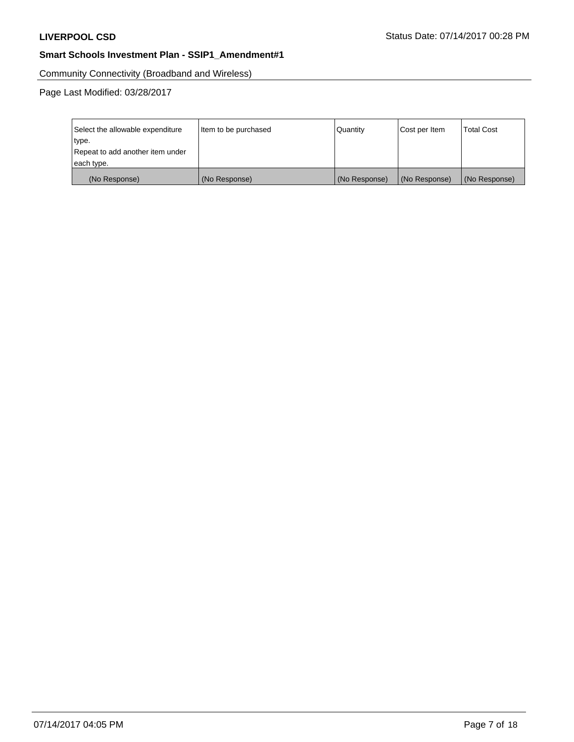Community Connectivity (Broadband and Wireless)

Page Last Modified: 03/28/2017

| Select the allowable expenditure type.<br>Repeat to add another item under each type. | Item to be purchased | Quantity | Cost per Item | Total Cost |
|---|---|---|---|---|
| (No Response) | (No Response) | (No Response) | (No Response) | (No Response) |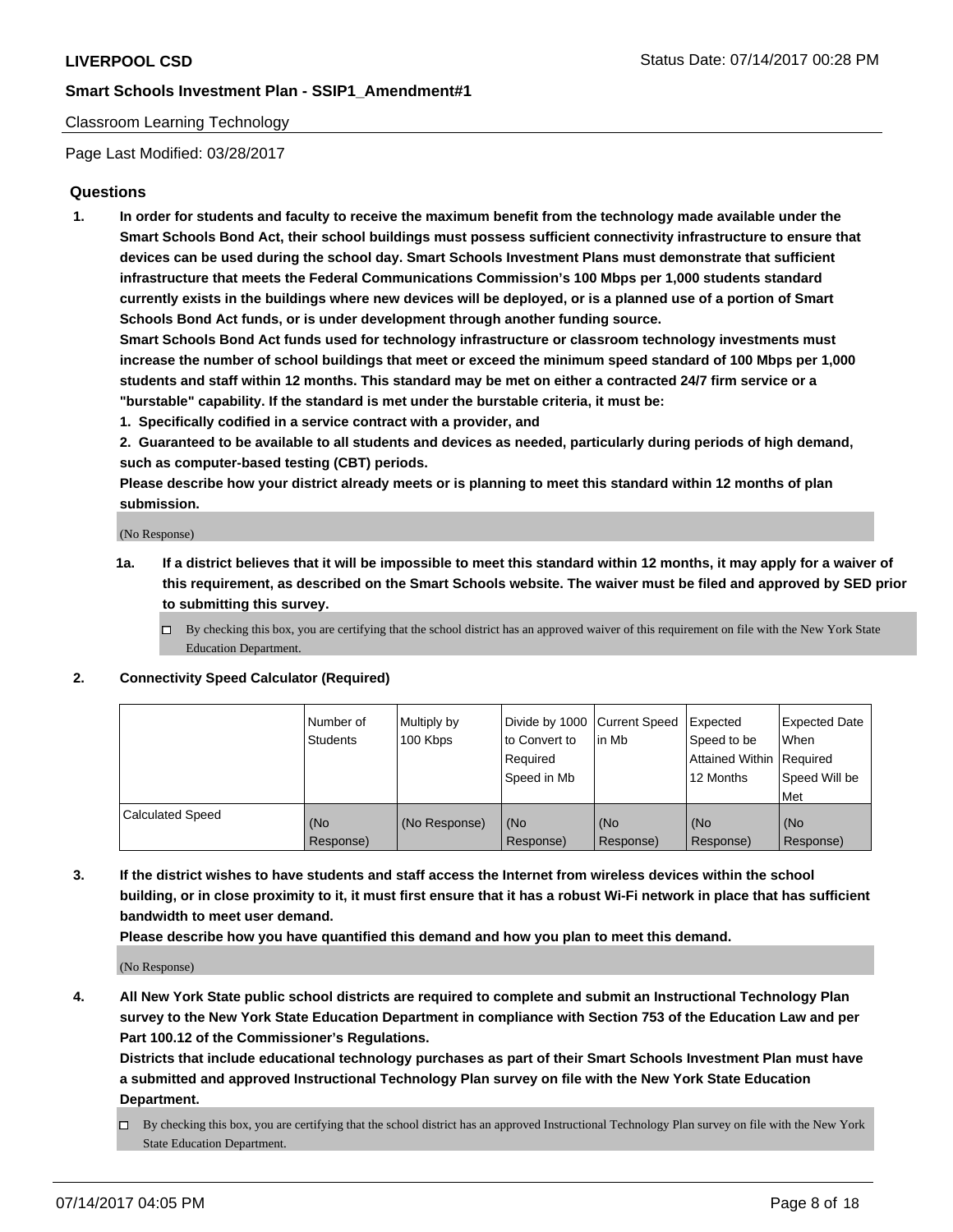Classroom Learning Technology

Page Last Modified: 03/28/2017

## Questions

**1. In order for students and faculty to receive the maximum benefit from the technology made available under the Smart Schools Bond Act, their school buildings must possess sufficient connectivity infrastructure to ensure that devices can be used during the school day. Smart Schools Investment Plans must demonstrate that sufficient infrastructure that meets the Federal Communications Commission's 100 Mbps per 1,000 students standard currently exists in the buildings where new devices will be deployed, or is a planned use of a portion of Smart Schools Bond Act funds, or is under development through another funding source.**

**Smart Schools Bond Act funds used for technology infrastructure or classroom technology investments must increase the number of school buildings that meet or exceed the minimum speed standard of 100 Mbps per 1,000 students and staff within 12 months. This standard may be met on either a contracted 24/7 firm service or a "burstable" capability. If the standard is met under the burstable criteria, it must be:**

**1. Specifically codified in a service contract with a provider, and**

**2. Guaranteed to be available to all students and devices as needed, particularly during periods of high demand, such as computer-based testing (CBT) periods.**

**Please describe how your district already meets or is planning to meet this standard within 12 months of plan submission.**

(No Response)

**1a. If a district believes that it will be impossible to meet this standard within 12 months, it may apply for a waiver of this requirement, as described on the Smart Schools website. The waiver must be filed and approved by SED prior to submitting this survey.**

☐ By checking this box, you are certifying that the school district has an approved waiver of this requirement on file with the New York State Education Department.

**2. Connectivity Speed Calculator (Required)**

| | Number of Students | Multiply by 100 Kbps | Divide by 1000 to Convert to Required Speed in Mb | Current Speed in Mb | Expected Speed to be Attained Within 12 Months | Expected Date When Required Speed Will be Met |
|---|---|---|---|---|---|---|
| Calculated Speed | (No Response) | (No Response) | (No Response) | (No Response) | (No Response) | (No Response) |

**3. If the district wishes to have students and staff access the Internet from wireless devices within the school building, or in close proximity to it, it must first ensure that it has a robust Wi-Fi network in place that has sufficient bandwidth to meet user demand.**

**Please describe how you have quantified this demand and how you plan to meet this demand.**

(No Response)

**4. All New York State public school districts are required to complete and submit an Instructional Technology Plan survey to the New York State Education Department in compliance with Section 753 of the Education Law and per Part 100.12 of the Commissioner's Regulations.**

**Districts that include educational technology purchases as part of their Smart Schools Investment Plan must have a submitted and approved Instructional Technology Plan survey on file with the New York State Education Department.**

☐ By checking this box, you are certifying that the school district has an approved Instructional Technology Plan survey on file with the New York State Education Department.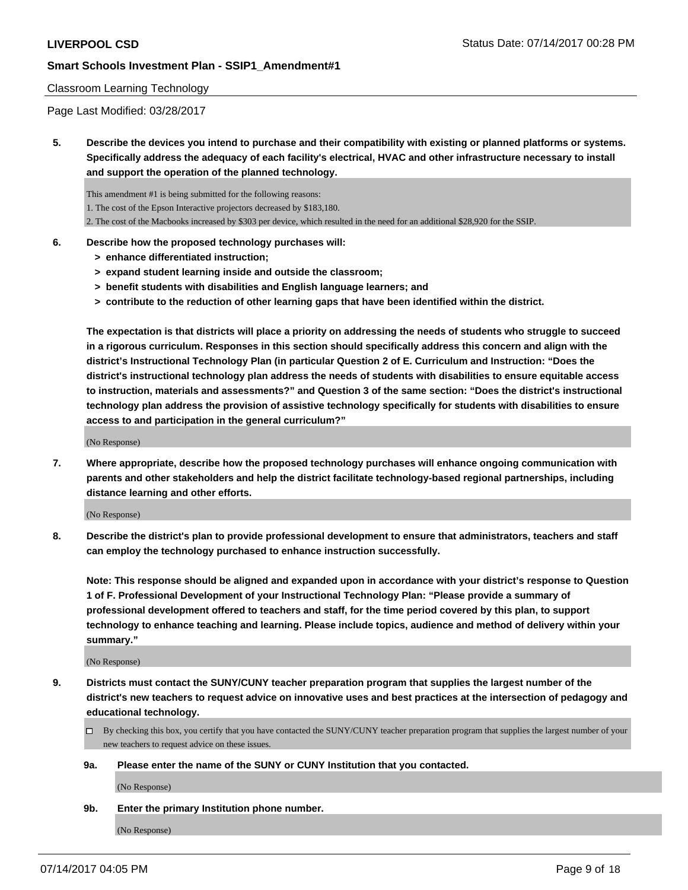Classroom Learning Technology

Page Last Modified: 03/28/2017

**5. Describe the devices you intend to purchase and their compatibility with existing or planned platforms or systems. Specifically address the adequacy of each facility's electrical, HVAC and other infrastructure necessary to install and support the operation of the planned technology.**

This amendment #1 is being submitted for the following reasons:
1. The cost of the Epson Interactive projectors decreased by $183,180.
2. The cost of the Macbooks increased by $303 per device, which resulted in the need for an additional $28,920 for the SSIP.

**6. Describe how the proposed technology purchases will:**
- **> enhance differentiated instruction;**
- **> expand student learning inside and outside the classroom;**
- **> benefit students with disabilities and English language learners; and**
- **> contribute to the reduction of other learning gaps that have been identified within the district.**

**The expectation is that districts will place a priority on addressing the needs of students who struggle to succeed in a rigorous curriculum. Responses in this section should specifically address this concern and align with the district's Instructional Technology Plan (in particular Question 2 of E. Curriculum and Instruction: "Does the district's instructional technology plan address the needs of students with disabilities to ensure equitable access to instruction, materials and assessments?" and Question 3 of the same section: "Does the district's instructional technology plan address the provision of assistive technology specifically for students with disabilities to ensure access to and participation in the general curriculum?"**

(No Response)

**7. Where appropriate, describe how the proposed technology purchases will enhance ongoing communication with parents and other stakeholders and help the district facilitate technology-based regional partnerships, including distance learning and other efforts.**

(No Response)

**8. Describe the district's plan to provide professional development to ensure that administrators, teachers and staff can employ the technology purchased to enhance instruction successfully.**

**Note: This response should be aligned and expanded upon in accordance with your district's response to Question 1 of F. Professional Development of your Instructional Technology Plan: "Please provide a summary of professional development offered to teachers and staff, for the time period covered by this plan, to support technology to enhance teaching and learning. Please include topics, audience and method of delivery within your summary."**

(No Response)

**9. Districts must contact the SUNY/CUNY teacher preparation program that supplies the largest number of the district's new teachers to request advice on innovative uses and best practices at the intersection of pedagogy and educational technology.**

☐ By checking this box, you certify that you have contacted the SUNY/CUNY teacher preparation program that supplies the largest number of your new teachers to request advice on these issues.

**9a. Please enter the name of the SUNY or CUNY Institution that you contacted.**

(No Response)

**9b. Enter the primary Institution phone number.**

(No Response)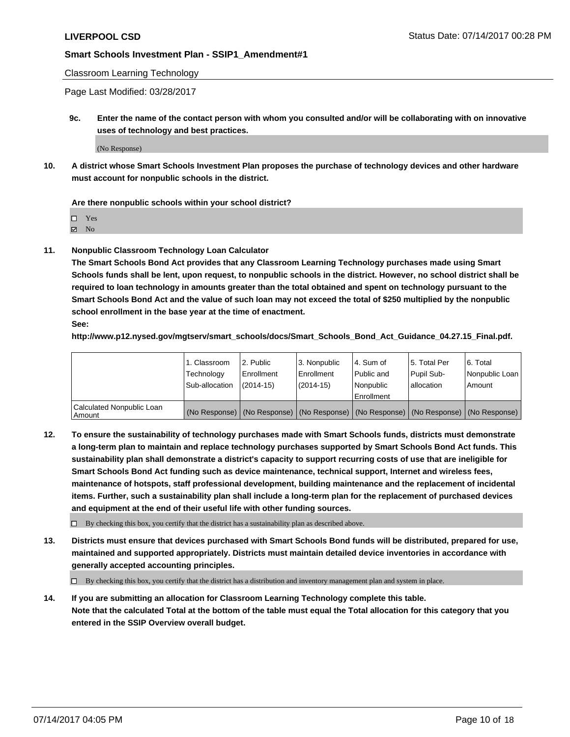**LIVERPOOL CSD**

Status Date: 07/14/2017 00:28 PM

**Smart Schools Investment Plan - SSIP1_Amendment#1**

Classroom Learning Technology

Page Last Modified: 03/28/2017

**9c. Enter the name of the contact person with whom you consulted and/or will be collaborating with on innovative uses of technology and best practices.**

(No Response)

**10. A district whose Smart Schools Investment Plan proposes the purchase of technology devices and other hardware must account for nonpublic schools in the district.**

**Are there nonpublic schools within your school district?**

- ☐ Yes
- ☑ No

**11. Nonpublic Classroom Technology Loan Calculator**

**The Smart Schools Bond Act provides that any Classroom Learning Technology purchases made using Smart Schools funds shall be lent, upon request, to nonpublic schools in the district. However, no school district shall be required to loan technology in amounts greater than the total obtained and spent on technology pursuant to the Smart Schools Bond Act and the value of such loan may not exceed the total of $250 multiplied by the nonpublic school enrollment in the base year at the time of enactment.**

**See:**

**http://www.p12.nysed.gov/mgtserv/smart_schools/docs/Smart_Schools_Bond_Act_Guidance_04.27.15_Final.pdf.**

| | 1. Classroom Technology Sub-allocation | 2. Public Enrollment (2014-15) | 3. Nonpublic Enrollment (2014-15) | 4. Sum of Public and Nonpublic Enrollment | 5. Total Per Pupil Sub-allocation | 6. Total Nonpublic Loan Amount |
|---|---|---|---|---|---|---|
| Calculated Nonpublic Loan Amount | (No Response) | (No Response) | (No Response) | (No Response) | (No Response) | (No Response) |

**12. To ensure the sustainability of technology purchases made with Smart Schools funds, districts must demonstrate a long-term plan to maintain and replace technology purchases supported by Smart Schools Bond Act funds. This sustainability plan shall demonstrate a district's capacity to support recurring costs of use that are ineligible for Smart Schools Bond Act funding such as device maintenance, technical support, Internet and wireless fees, maintenance of hotspots, staff professional development, building maintenance and the replacement of incidental items. Further, such a sustainability plan shall include a long-term plan for the replacement of purchased devices and equipment at the end of their useful life with other funding sources.**

☐ By checking this box, you certify that the district has a sustainability plan as described above.

**13. Districts must ensure that devices purchased with Smart Schools Bond funds will be distributed, prepared for use, maintained and supported appropriately. Districts must maintain detailed device inventories in accordance with generally accepted accounting principles.**

☐ By checking this box, you certify that the district has a distribution and inventory management plan and system in place.

**14. If you are submitting an allocation for Classroom Learning Technology complete this table. Note that the calculated Total at the bottom of the table must equal the Total allocation for this category that you entered in the SSIP Overview overall budget.**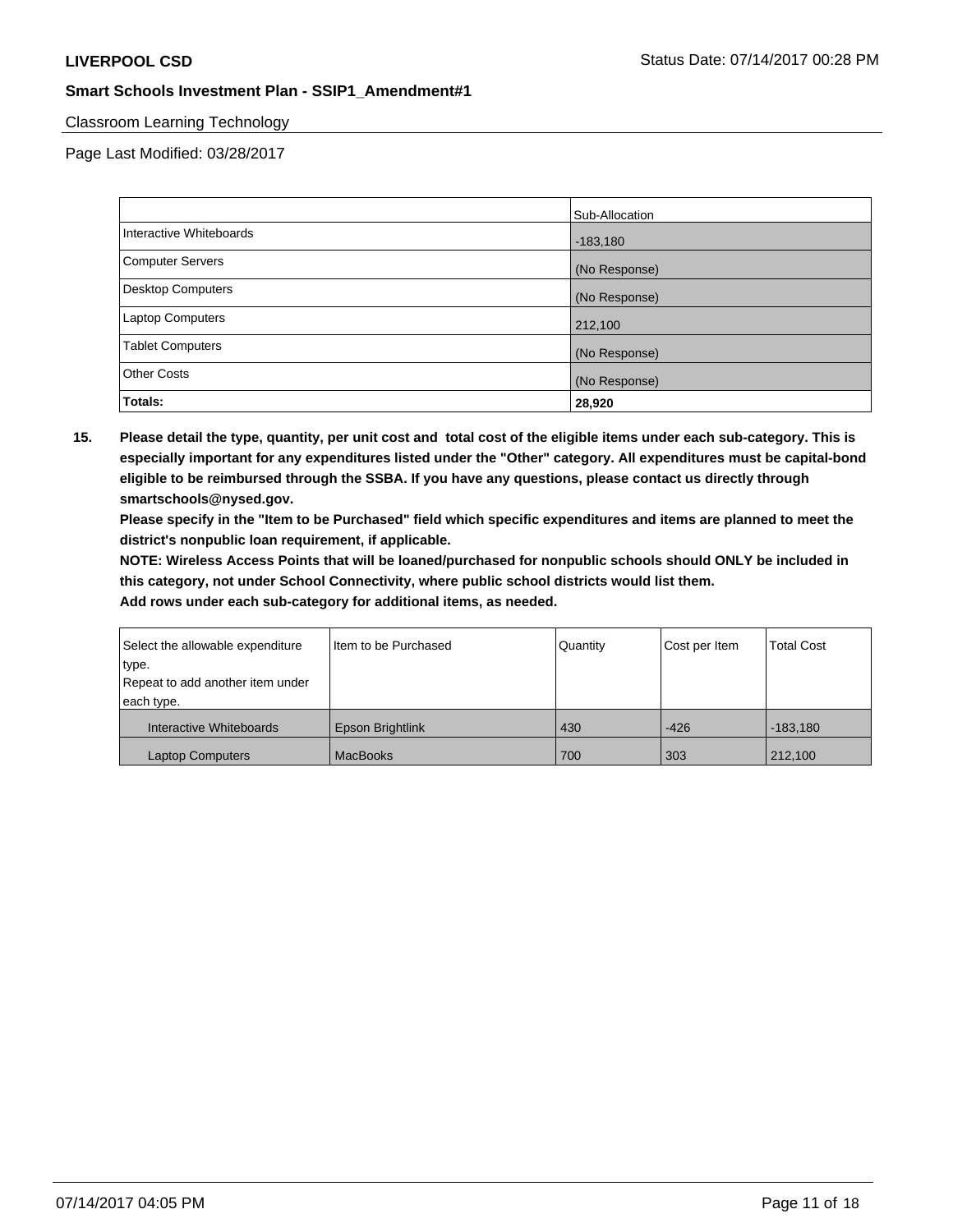Classroom Learning Technology

Page Last Modified: 03/28/2017

| | Sub-Allocation |
|---|---|
| Interactive Whiteboards | -183,180 |
| Computer Servers | (No Response) |
| Desktop Computers | (No Response) |
| Laptop Computers | 212,100 |
| Tablet Computers | (No Response) |
| Other Costs | (No Response) |
| **Totals:** | **28,920** |

**15. Please detail the type, quantity, per unit cost and total cost of the eligible items under each sub-category. This is especially important for any expenditures listed under the "Other" category. All expenditures must be capital-bond eligible to be reimbursed through the SSBA. If you have any questions, please contact us directly through smartschools@nysed.gov.**

**Please specify in the "Item to be Purchased" field which specific expenditures and items are planned to meet the district's nonpublic loan requirement, if applicable.**

**NOTE: Wireless Access Points that will be loaned/purchased for nonpublic schools should ONLY be included in this category, not under School Connectivity, where public school districts would list them.**

**Add rows under each sub-category for additional items, as needed.**

| Select the allowable expenditure type. Repeat to add another item under each type. | Item to be Purchased | Quantity | Cost per Item | Total Cost |
|---|---|---|---|---|
| Interactive Whiteboards | Epson Brightlink | 430 | -426 | -183,180 |
| Laptop Computers | MacBooks | 700 | 303 | 212,100 |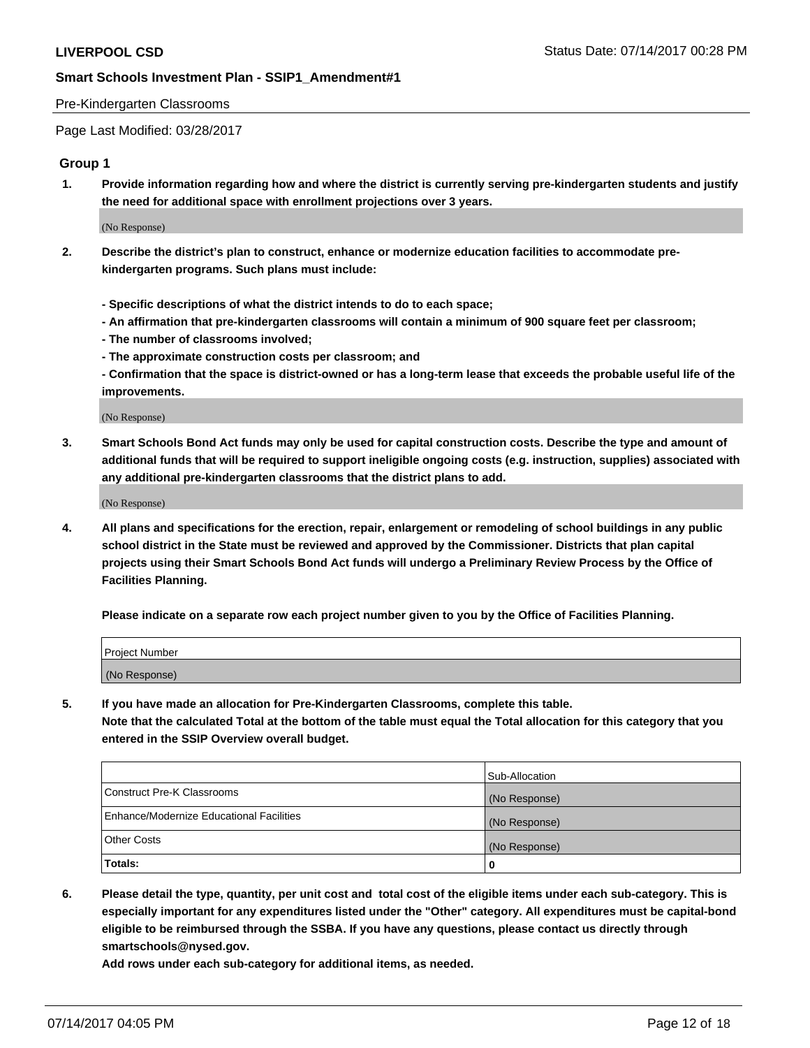Pre-Kindergarten Classrooms

Page Last Modified: 03/28/2017

## Group 1

**1. Provide information regarding how and where the district is currently serving pre-kindergarten students and justify the need for additional space with enrollment projections over 3 years.**

(No Response)

**2. Describe the district's plan to construct, enhance or modernize education facilities to accommodate pre-kindergarten programs. Such plans must include:**

**- Specific descriptions of what the district intends to do to each space;**
**- An affirmation that pre-kindergarten classrooms will contain a minimum of 900 square feet per classroom;**
**- The number of classrooms involved;**
**- The approximate construction costs per classroom; and**
**- Confirmation that the space is district-owned or has a long-term lease that exceeds the probable useful life of the improvements.**

(No Response)

**3. Smart Schools Bond Act funds may only be used for capital construction costs. Describe the type and amount of additional funds that will be required to support ineligible ongoing costs (e.g. instruction, supplies) associated with any additional pre-kindergarten classrooms that the district plans to add.**

(No Response)

**4. All plans and specifications for the erection, repair, enlargement or remodeling of school buildings in any public school district in the State must be reviewed and approved by the Commissioner. Districts that plan capital projects using their Smart Schools Bond Act funds will undergo a Preliminary Review Process by the Office of Facilities Planning.**

**Please indicate on a separate row each project number given to you by the Office of Facilities Planning.**

| Project Number |
| --- |
| (No Response) |

**5. If you have made an allocation for Pre-Kindergarten Classrooms, complete this table.**
**Note that the calculated Total at the bottom of the table must equal the Total allocation for this category that you entered in the SSIP Overview overall budget.**

| | Sub-Allocation |
| --- | --- |
| Construct Pre-K Classrooms | (No Response) |
| Enhance/Modernize Educational Facilities | (No Response) |
| Other Costs | (No Response) |
| **Totals:** | **0** |

**6. Please detail the type, quantity, per unit cost and total cost of the eligible items under each sub-category. This is especially important for any expenditures listed under the "Other" category. All expenditures must be capital-bond eligible to be reimbursed through the SSBA. If you have any questions, please contact us directly through smartschools@nysed.gov.**

**Add rows under each sub-category for additional items, as needed.**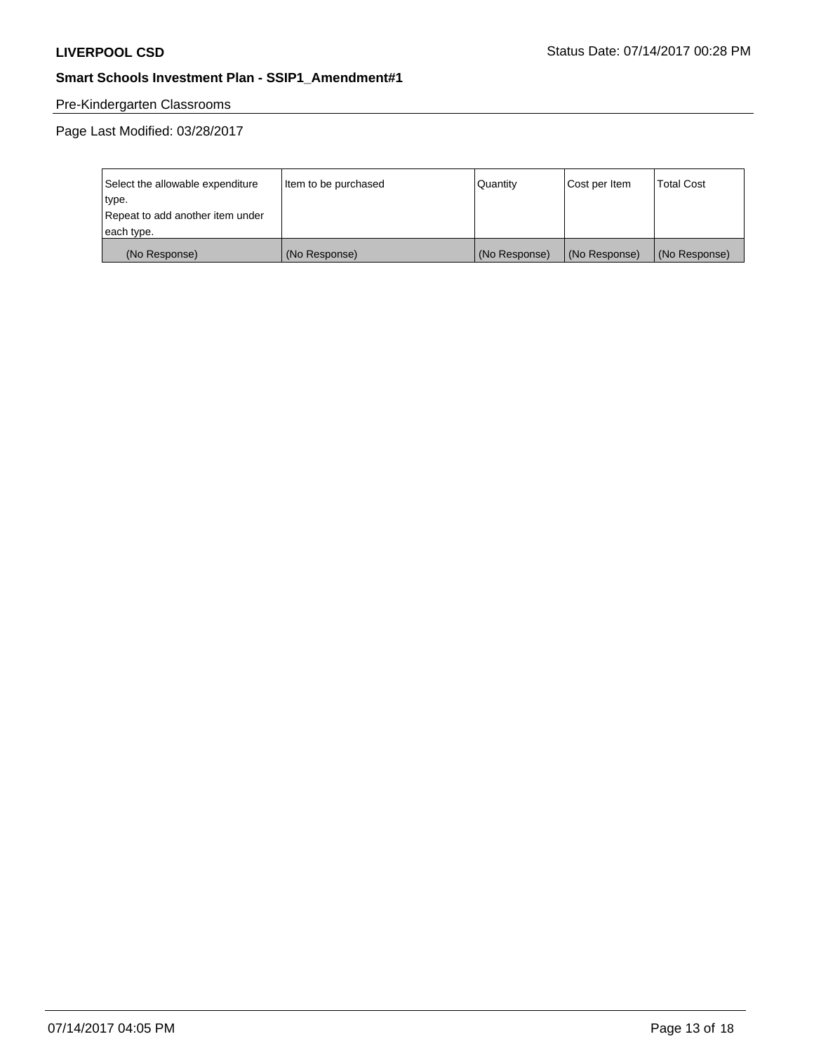Pre-Kindergarten Classrooms

Page Last Modified: 03/28/2017

| Select the allowable expenditure type.<br>Repeat to add another item under each type. | Item to be purchased | Quantity | Cost per Item | Total Cost |
|---|---|---|---|---|
| (No Response) | (No Response) | (No Response) | (No Response) | (No Response) |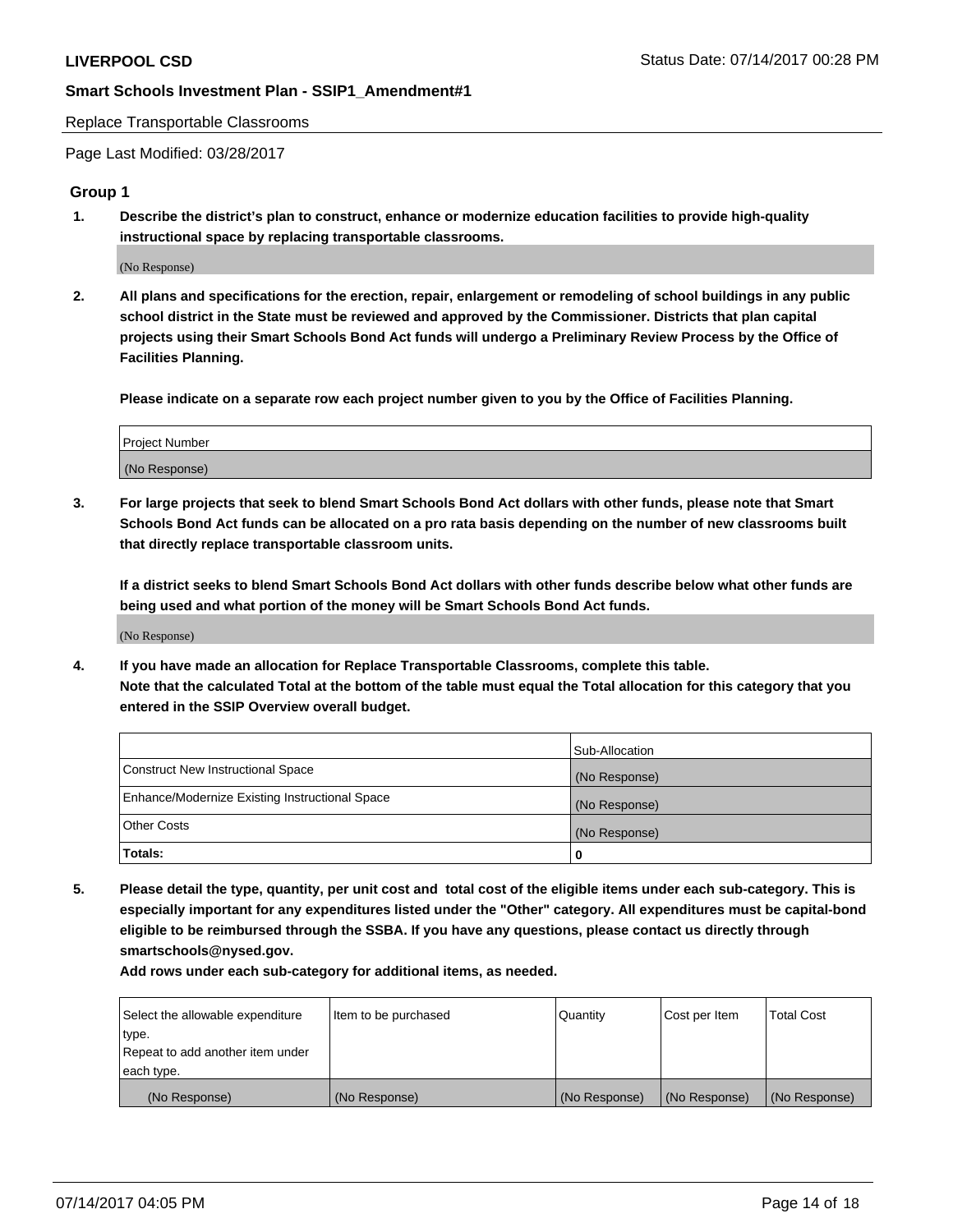Replace Transportable Classrooms

Page Last Modified: 03/28/2017

## Group 1

**1. Describe the district's plan to construct, enhance or modernize education facilities to provide high-quality instructional space by replacing transportable classrooms.**

(No Response)

**2. All plans and specifications for the erection, repair, enlargement or remodeling of school buildings in any public school district in the State must be reviewed and approved by the Commissioner. Districts that plan capital projects using their Smart Schools Bond Act funds will undergo a Preliminary Review Process by the Office of Facilities Planning.**

**Please indicate on a separate row each project number given to you by the Office of Facilities Planning.**

| Project Number |
| --- |
| (No Response) |

**3. For large projects that seek to blend Smart Schools Bond Act dollars with other funds, please note that Smart Schools Bond Act funds can be allocated on a pro rata basis depending on the number of new classrooms built that directly replace transportable classroom units.**

**If a district seeks to blend Smart Schools Bond Act dollars with other funds describe below what other funds are being used and what portion of the money will be Smart Schools Bond Act funds.**

(No Response)

**4. If you have made an allocation for Replace Transportable Classrooms, complete this table. Note that the calculated Total at the bottom of the table must equal the Total allocation for this category that you entered in the SSIP Overview overall budget.**

| | Sub-Allocation |
| --- | --- |
| Construct New Instructional Space | (No Response) |
| Enhance/Modernize Existing Instructional Space | (No Response) |
| Other Costs | (No Response) |
| **Totals:** | **0** |

**5. Please detail the type, quantity, per unit cost and total cost of the eligible items under each sub-category. This is especially important for any expenditures listed under the "Other" category. All expenditures must be capital-bond eligible to be reimbursed through the SSBA. If you have any questions, please contact us directly through smartschools@nysed.gov.**

**Add rows under each sub-category for additional items, as needed.**

| Select the allowable expenditure type. Repeat to add another item under each type. | Item to be purchased | Quantity | Cost per Item | Total Cost |
| --- | --- | --- | --- | --- |
| (No Response) | (No Response) | (No Response) | (No Response) | (No Response) |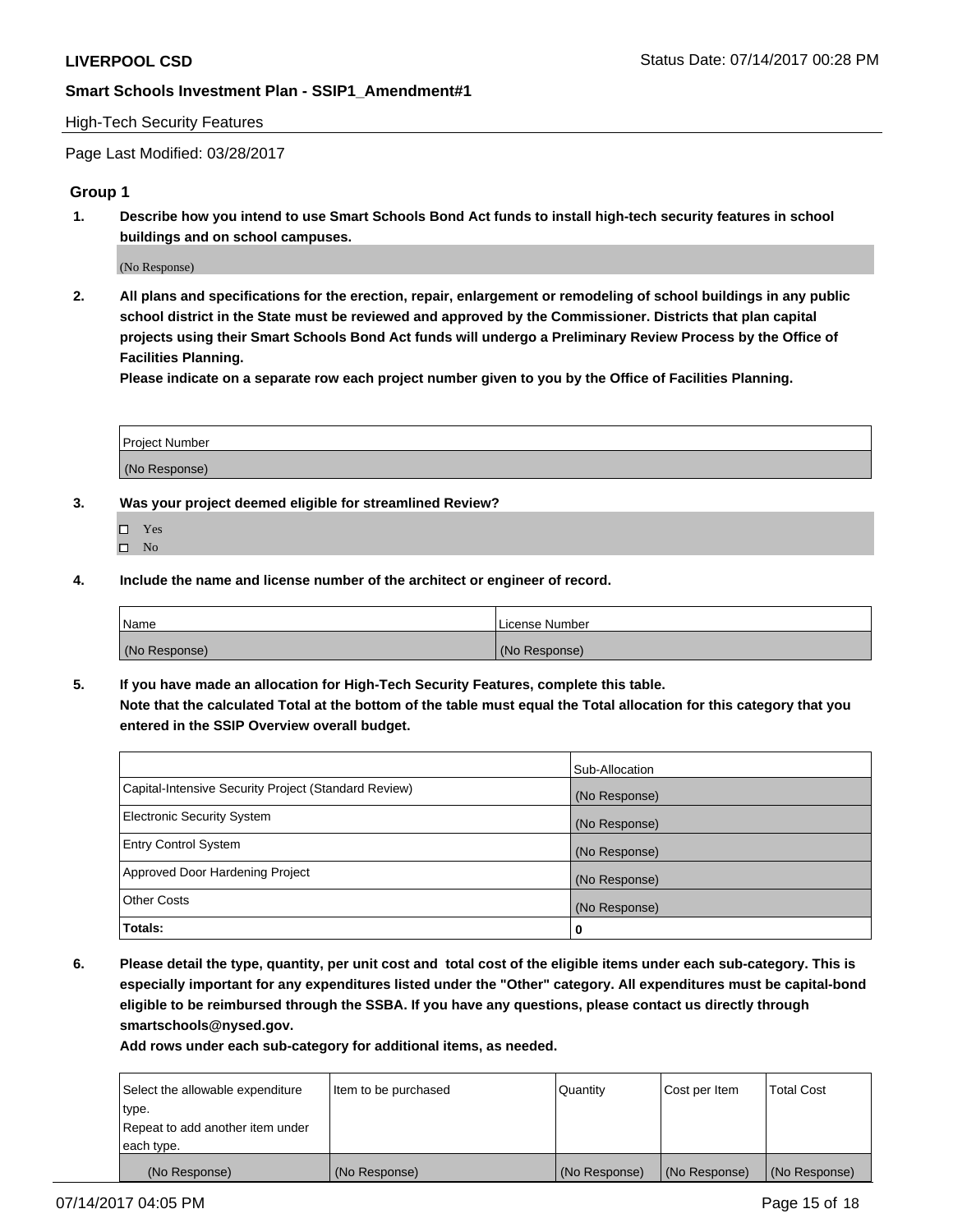High-Tech Security Features

Page Last Modified: 03/28/2017

## Group 1

**1. Describe how you intend to use Smart Schools Bond Act funds to install high-tech security features in school buildings and on school campuses.**

(No Response)

**2. All plans and specifications for the erection, repair, enlargement or remodeling of school buildings in any public school district in the State must be reviewed and approved by the Commissioner. Districts that plan capital projects using their Smart Schools Bond Act funds will undergo a Preliminary Review Process by the Office of Facilities Planning.**

**Please indicate on a separate row each project number given to you by the Office of Facilities Planning.**

| Project Number |
|---|
| (No Response) |

**3. Was your project deemed eligible for streamlined Review?**

- ☐ Yes
- ☐ No

**4. Include the name and license number of the architect or engineer of record.**

| Name | License Number |
|---|---|
| (No Response) | (No Response) |

**5. If you have made an allocation for High-Tech Security Features, complete this table.**
**Note that the calculated Total at the bottom of the table must equal the Total allocation for this category that you entered in the SSIP Overview overall budget.**

| | Sub-Allocation |
|---|---|
| Capital-Intensive Security Project (Standard Review) | (No Response) |
| Electronic Security System | (No Response) |
| Entry Control System | (No Response) |
| Approved Door Hardening Project | (No Response) |
| Other Costs | (No Response) |
| **Totals:** | **0** |

**6. Please detail the type, quantity, per unit cost and total cost of the eligible items under each sub-category. This is especially important for any expenditures listed under the "Other" category. All expenditures must be capital-bond eligible to be reimbursed through the SSBA. If you have any questions, please contact us directly through smartschools@nysed.gov.**

**Add rows under each sub-category for additional items, as needed.**

| Select the allowable expenditure type. Repeat to add another item under each type. | Item to be purchased | Quantity | Cost per Item | Total Cost |
|---|---|---|---|---|
| (No Response) | (No Response) | (No Response) | (No Response) | (No Response) |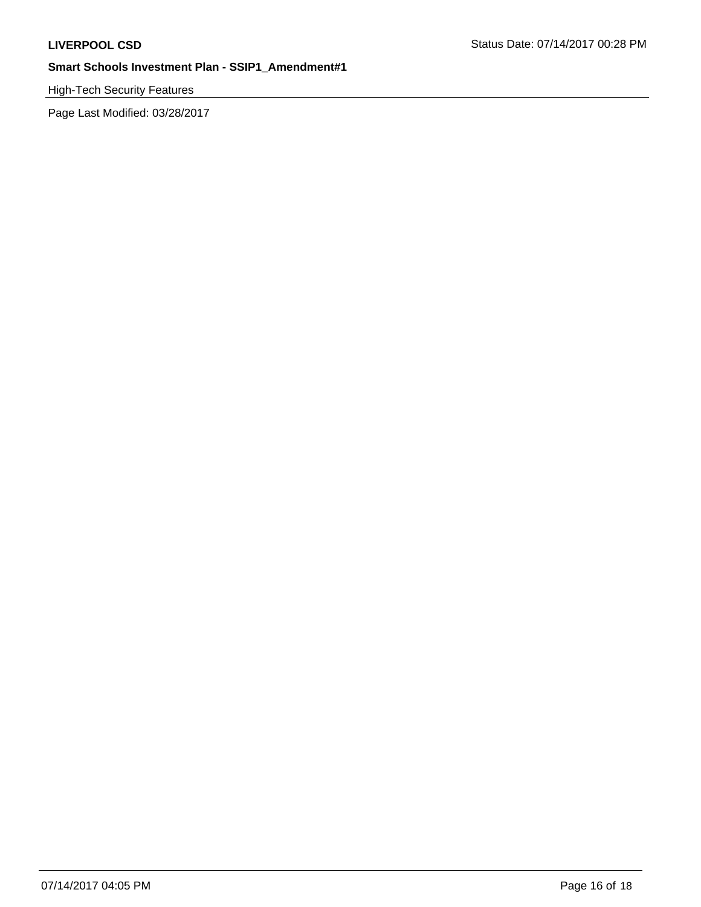High-Tech Security Features

Page Last Modified: 03/28/2017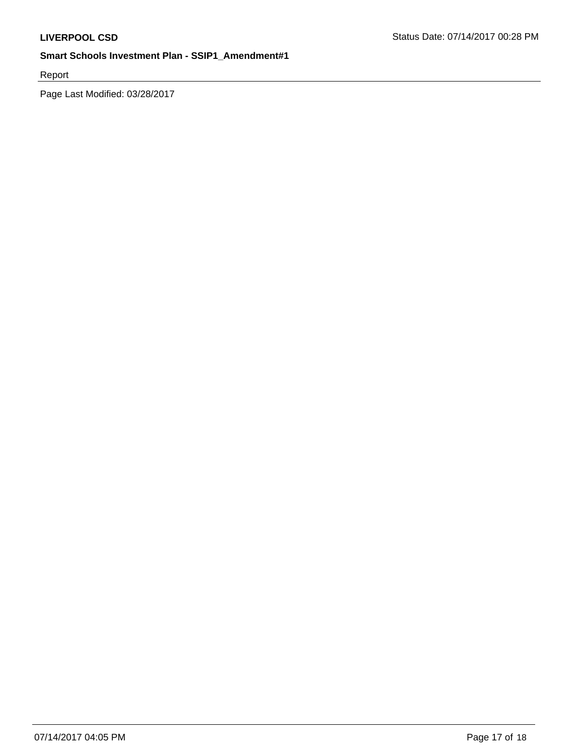Report

Page Last Modified: 03/28/2017